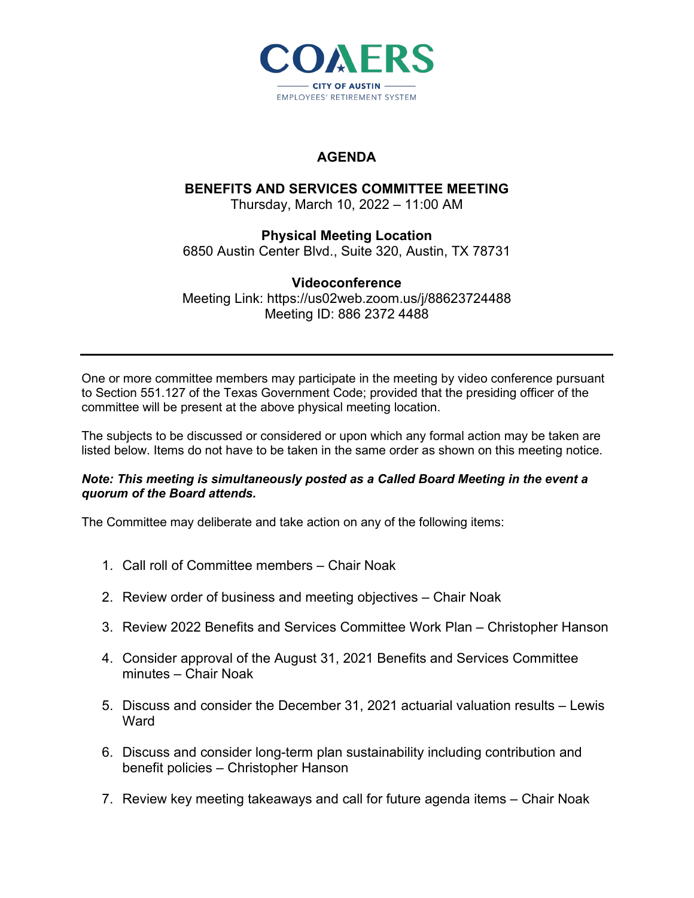COAERS

CITY OF AUSTIN
EMPLOYEES' RETIREMENT SYSTEM

# AGENDA

## BENEFITS AND SERVICES COMMITTEE MEETING

Thursday, March 10, 2022 – 11:00 AM

**Physical Meeting Location**
6850 Austin Center Blvd., Suite 320, Austin, TX 78731

**Videoconference**
Meeting Link: https://us02web.zoom.us/j/88623724488
Meeting ID: 886 2372 4488

---

One or more committee members may participate in the meeting by video conference pursuant to Section 551.127 of the Texas Government Code; provided that the presiding officer of the committee will be present at the above physical meeting location.

The subjects to be discussed or considered or upon which any formal action may be taken are listed below. Items do not have to be taken in the same order as shown on this meeting notice.

***Note: This meeting is simultaneously posted as a Called Board Meeting in the event a quorum of the Board attends.***

The Committee may deliberate and take action on any of the following items:

1. Call roll of Committee members – Chair Noak
2. Review order of business and meeting objectives – Chair Noak
3. Review 2022 Benefits and Services Committee Work Plan – Christopher Hanson
4. Consider approval of the August 31, 2021 Benefits and Services Committee minutes – Chair Noak
5. Discuss and consider the December 31, 2021 actuarial valuation results – Lewis Ward
6. Discuss and consider long-term plan sustainability including contribution and benefit policies – Christopher Hanson
7. Review key meeting takeaways and call for future agenda items – Chair Noak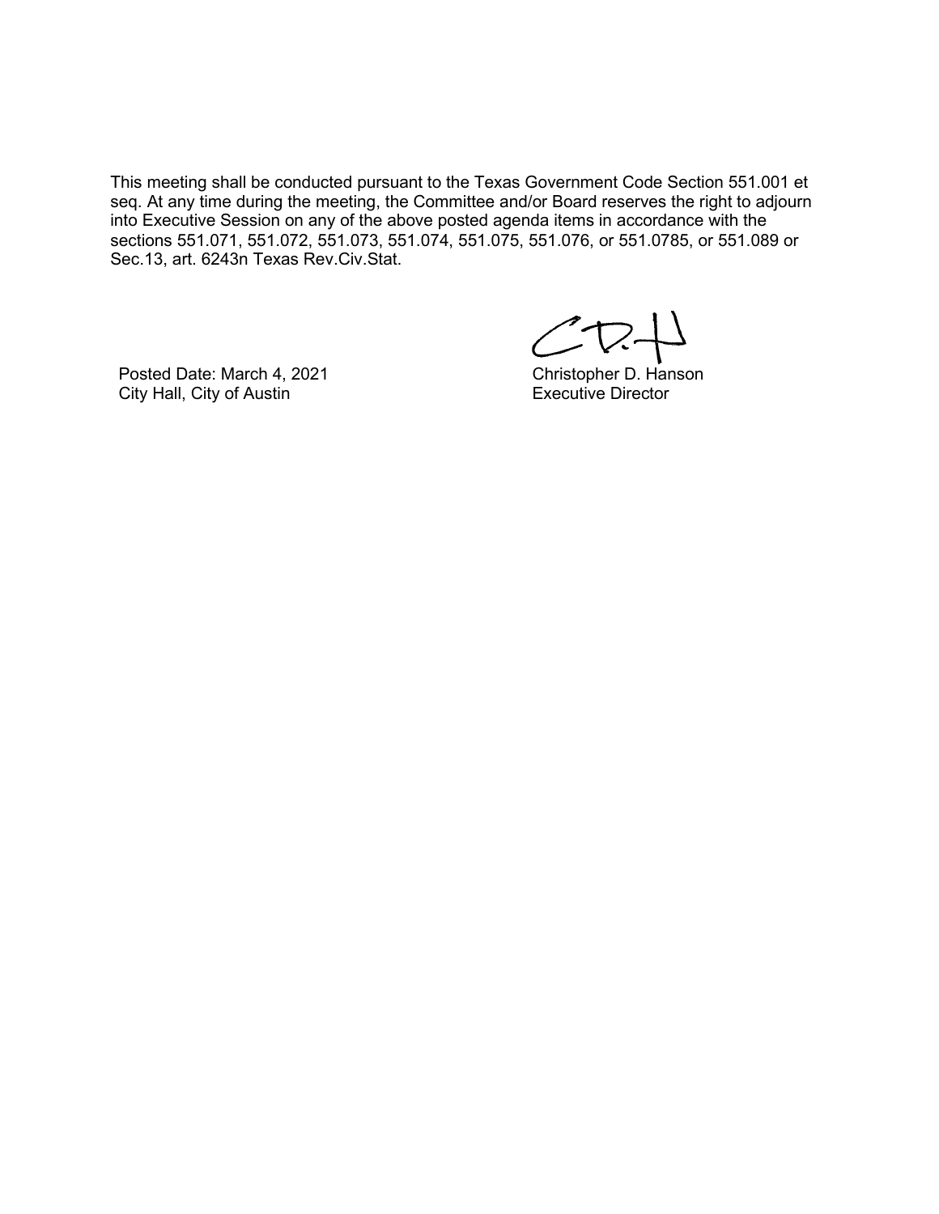This meeting shall be conducted pursuant to the Texas Government Code Section 551.001 et seq. At any time during the meeting, the Committee and/or Board reserves the right to adjourn into Executive Session on any of the above posted agenda items in accordance with the sections 551.071, 551.072, 551.073, 551.074, 551.075, 551.076, or 551.0785, or 551.089 or Sec.13, art. 6243n Texas Rev.Civ.Stat.

Posted Date: March 4, 2021
City Hall, City of Austin

Christopher D. Hanson
Executive Director